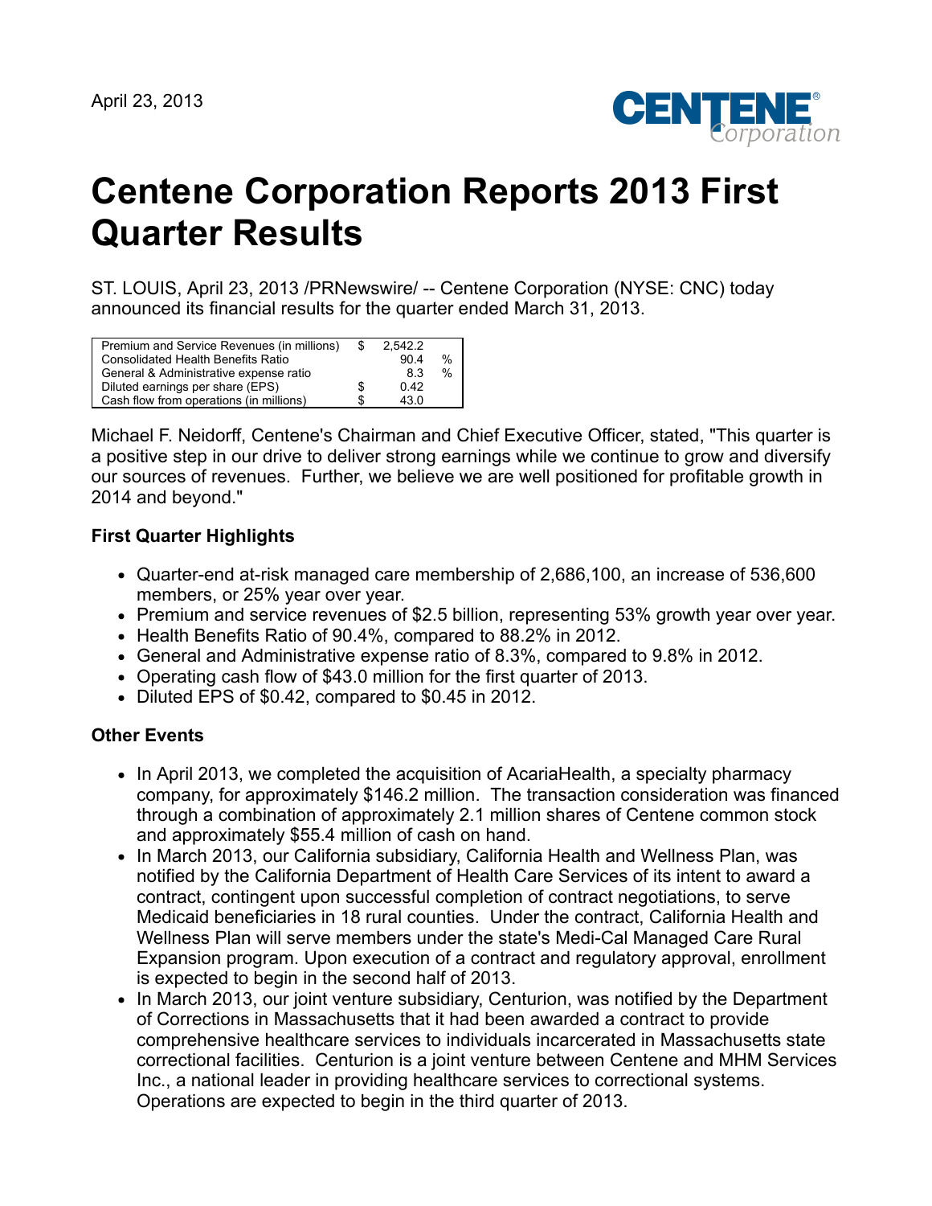April 23, 2013

# Centene Corporation Reports 2013 First Quarter Results

ST. LOUIS, April 23, 2013 /PRNewswire/ -- Centene Corporation (NYSE: CNC) today announced its financial results for the quarter ended March 31, 2013.

| | | | |
|---|---|---|---|
| Premium and Service Revenues (in millions) | $ | 2,542.2 | |
| Consolidated Health Benefits Ratio | | 90.4 | % |
| General & Administrative expense ratio | | 8.3 | % |
| Diluted earnings per share (EPS) | $ | 0.42 | |
| Cash flow from operations (in millions) | $ | 43.0 | |

Michael F. Neidorff, Centene's Chairman and Chief Executive Officer, stated, "This quarter is a positive step in our drive to deliver strong earnings while we continue to grow and diversify our sources of revenues. Further, we believe we are well positioned for profitable growth in 2014 and beyond."

### First Quarter Highlights

- Quarter-end at-risk managed care membership of 2,686,100, an increase of 536,600 members, or 25% year over year.
- Premium and service revenues of $2.5 billion, representing 53% growth year over year.
- Health Benefits Ratio of 90.4%, compared to 88.2% in 2012.
- General and Administrative expense ratio of 8.3%, compared to 9.8% in 2012.
- Operating cash flow of $43.0 million for the first quarter of 2013.
- Diluted EPS of $0.42, compared to $0.45 in 2012.

### Other Events

- In April 2013, we completed the acquisition of AcariaHealth, a specialty pharmacy company, for approximately $146.2 million. The transaction consideration was financed through a combination of approximately 2.1 million shares of Centene common stock and approximately $55.4 million of cash on hand.
- In March 2013, our California subsidiary, California Health and Wellness Plan, was notified by the California Department of Health Care Services of its intent to award a contract, contingent upon successful completion of contract negotiations, to serve Medicaid beneficiaries in 18 rural counties. Under the contract, California Health and Wellness Plan will serve members under the state's Medi-Cal Managed Care Rural Expansion program. Upon execution of a contract and regulatory approval, enrollment is expected to begin in the second half of 2013.
- In March 2013, our joint venture subsidiary, Centurion, was notified by the Department of Corrections in Massachusetts that it had been awarded a contract to provide comprehensive healthcare services to individuals incarcerated in Massachusetts state correctional facilities. Centurion is a joint venture between Centene and MHM Services Inc., a national leader in providing healthcare services to correctional systems. Operations are expected to begin in the third quarter of 2013.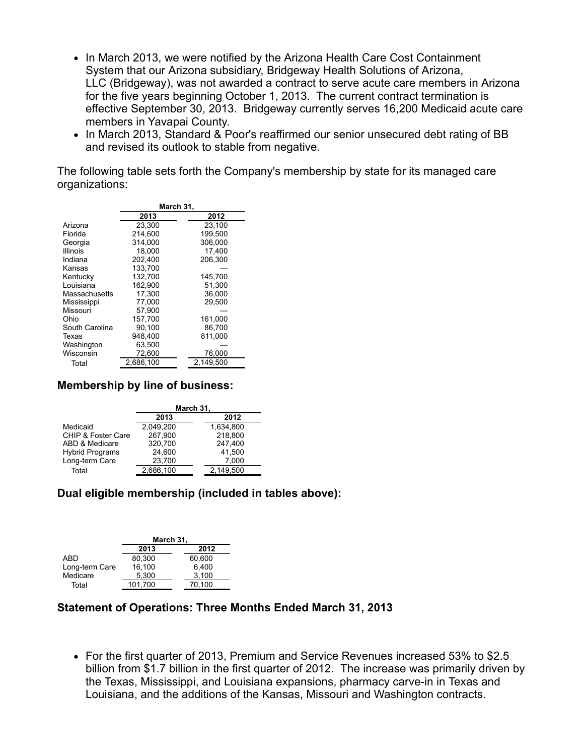- In March 2013, we were notified by the Arizona Health Care Cost Containment System that our Arizona subsidiary, Bridgeway Health Solutions of Arizona, LLC (Bridgeway), was not awarded a contract to serve acute care members in Arizona for the five years beginning October 1, 2013. The current contract termination is effective September 30, 2013. Bridgeway currently serves 16,200 Medicaid acute care members in Yavapai County.
- In March 2013, Standard & Poor's reaffirmed our senior unsecured debt rating of BB and revised its outlook to stable from negative.

The following table sets forth the Company's membership by state for its managed care organizations:

| | March 31, | |
|---|---|---|
| | 2013 | 2012 |
| Arizona | 23,300 | 23,100 |
| Florida | 214,600 | 199,500 |
| Georgia | 314,000 | 306,000 |
| Illinois | 18,000 | 17,400 |
| Indiana | 202,400 | 206,300 |
| Kansas | 133,700 | — |
| Kentucky | 132,700 | 145,700 |
| Louisiana | 162,900 | 51,300 |
| Massachusetts | 17,300 | 36,000 |
| Mississippi | 77,000 | 29,500 |
| Missouri | 57,900 | — |
| Ohio | 157,700 | 161,000 |
| South Carolina | 90,100 | 86,700 |
| Texas | 948,400 | 811,000 |
| Washington | 63,500 | — |
| Wisconsin | 72,600 | 76,000 |
| Total | 2,686,100 | 2,149,500 |

### Membership by line of business:

| | March 31, | |
|---|---|---|
| | 2013 | 2012 |
| Medicaid | 2,049,200 | 1,634,800 |
| CHIP & Foster Care | 267,900 | 218,800 |
| ABD & Medicare | 320,700 | 247,400 |
| Hybrid Programs | 24,600 | 41,500 |
| Long-term Care | 23,700 | 7,000 |
| Total | 2,686,100 | 2,149,500 |

### Dual eligible membership (included in tables above):

| | March 31, | |
|---|---|---|
| | 2013 | 2012 |
| ABD | 80,300 | 60,600 |
| Long-term Care | 16,100 | 6,400 |
| Medicare | 5,300 | 3,100 |
| Total | 101,700 | 70,100 |

### Statement of Operations: Three Months Ended March 31, 2013

- For the first quarter of 2013, Premium and Service Revenues increased 53% to $2.5 billion from $1.7 billion in the first quarter of 2012. The increase was primarily driven by the Texas, Mississippi, and Louisiana expansions, pharmacy carve-in in Texas and Louisiana, and the additions of the Kansas, Missouri and Washington contracts.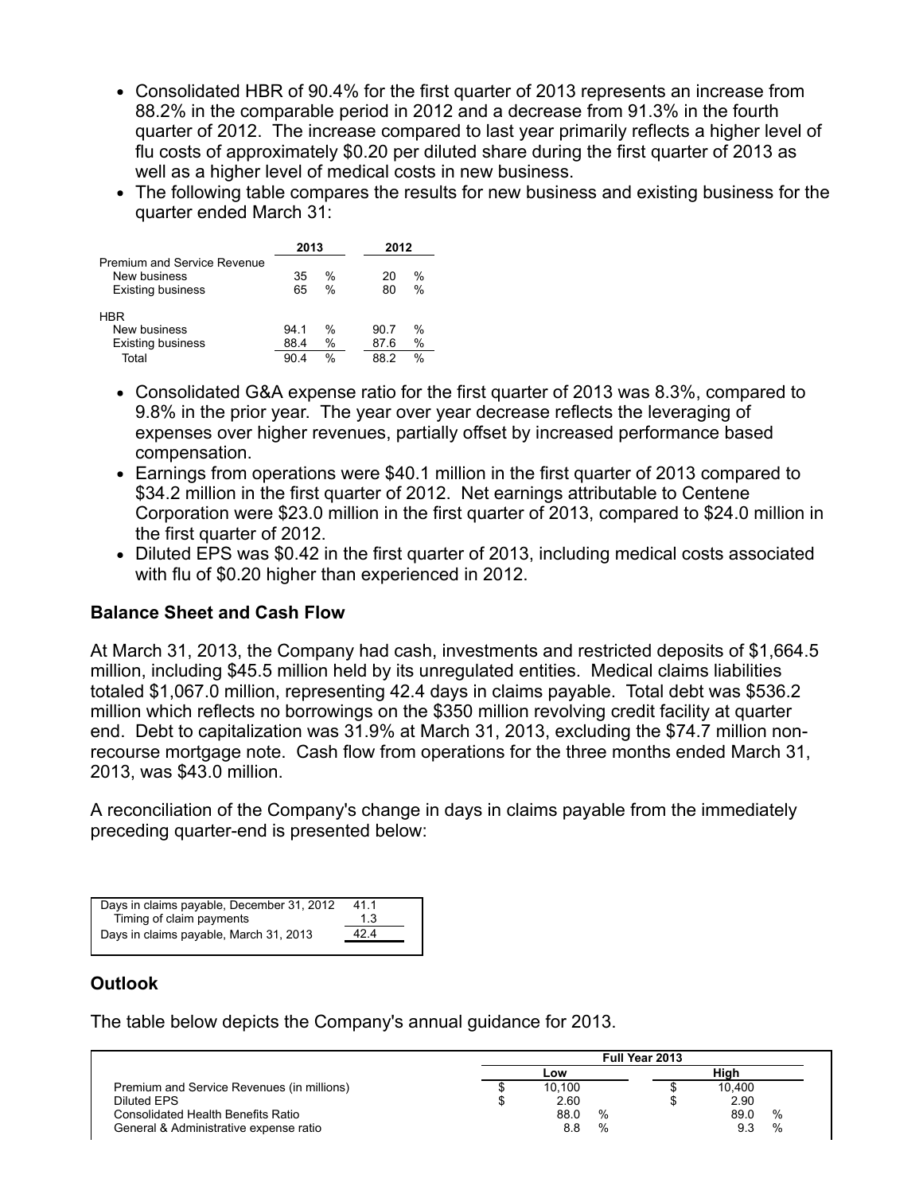- Consolidated HBR of 90.4% for the first quarter of 2013 represents an increase from 88.2% in the comparable period in 2012 and a decrease from 91.3% in the fourth quarter of 2012. The increase compared to last year primarily reflects a higher level of flu costs of approximately $0.20 per diluted share during the first quarter of 2013 as well as a higher level of medical costs in new business.
- The following table compares the results for new business and existing business for the quarter ended March 31:

| | 2013 | 2012 |
|---|---|---|
| Premium and Service Revenue | | |
| New business | 35 % | 20 % |
| Existing business | 65 % | 80 % |
| | | |
| HBR | | |
| New business | 94.1 % | 90.7 % |
| Existing business | 88.4 % | 87.6 % |
| Total | 90.4 % | 88.2 % |

- Consolidated G&A expense ratio for the first quarter of 2013 was 8.3%, compared to 9.8% in the prior year. The year over year decrease reflects the leveraging of expenses over higher revenues, partially offset by increased performance based compensation.
- Earnings from operations were $40.1 million in the first quarter of 2013 compared to $34.2 million in the first quarter of 2012. Net earnings attributable to Centene Corporation were $23.0 million in the first quarter of 2013, compared to $24.0 million in the first quarter of 2012.
- Diluted EPS was $0.42 in the first quarter of 2013, including medical costs associated with flu of $0.20 higher than experienced in 2012.

## Balance Sheet and Cash Flow

At March 31, 2013, the Company had cash, investments and restricted deposits of $1,664.5 million, including $45.5 million held by its unregulated entities. Medical claims liabilities totaled $1,067.0 million, representing 42.4 days in claims payable. Total debt was $536.2 million which reflects no borrowings on the $350 million revolving credit facility at quarter end. Debt to capitalization was 31.9% at March 31, 2013, excluding the $74.7 million non-recourse mortgage note. Cash flow from operations for the three months ended March 31, 2013, was $43.0 million.

A reconciliation of the Company's change in days in claims payable from the immediately preceding quarter-end is presented below:

| | |
|---|---|
| Days in claims payable, December 31, 2012 | 41.1 |
| Timing of claim payments | 1.3 |
| Days in claims payable, March 31, 2013 | 42.4 |

## Outlook

The table below depicts the Company's annual guidance for 2013.

| | Full Year 2013 | |
|---|---|---|
| | Low | High |
| Premium and Service Revenues (in millions) | $ 10,100 | $ 10,400 |
| Diluted EPS | $ 2.60 | $ 2.90 |
| Consolidated Health Benefits Ratio | 88.0 % | 89.0 % |
| General & Administrative expense ratio | 8.8 % | 9.3 % |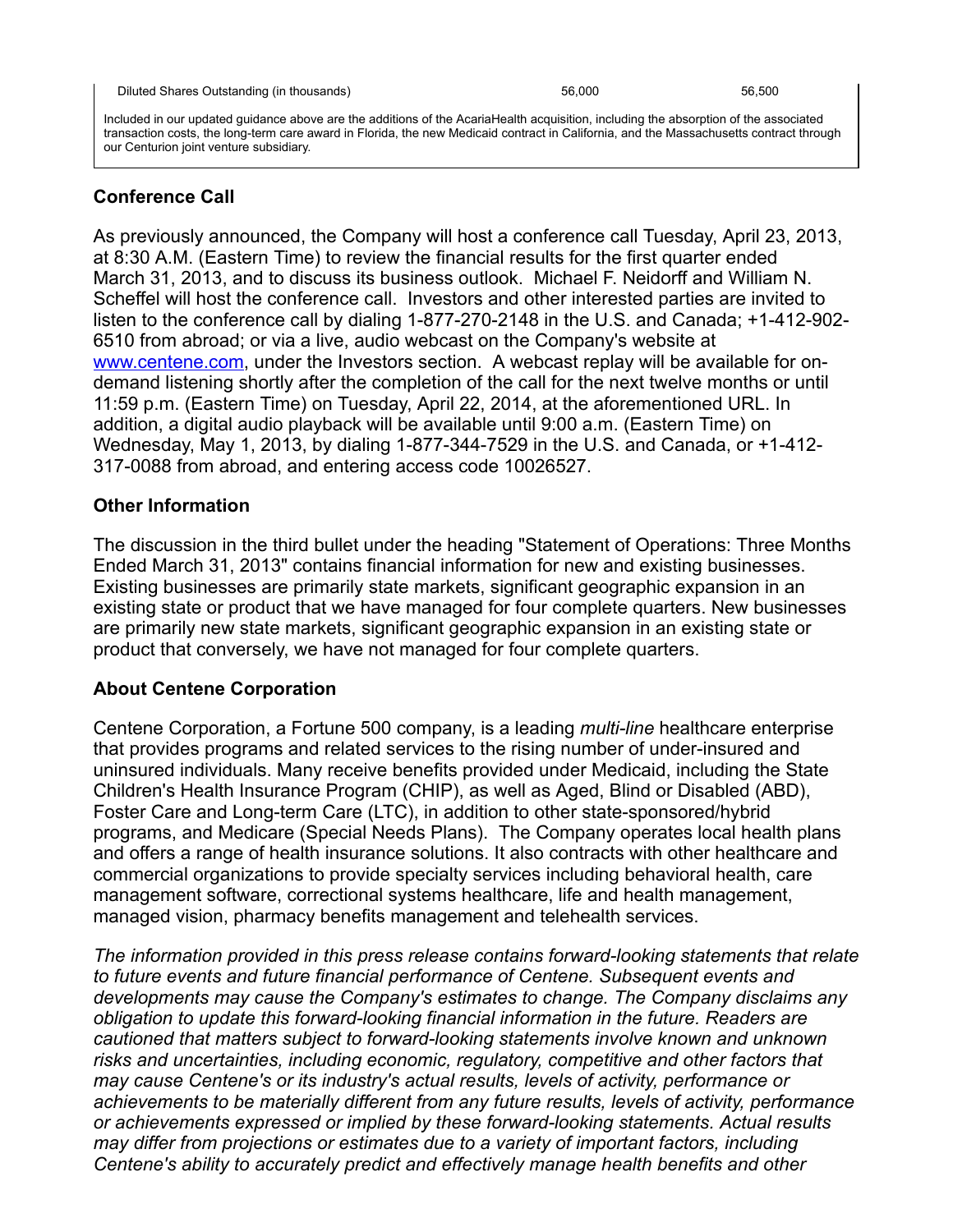| Diluted Shares Outstanding (in thousands) | 56,000 | 56,500 |
| --- | --- | --- |

Included in our updated guidance above are the additions of the AcariaHealth acquisition, including the absorption of the associated transaction costs, the long-term care award in Florida, the new Medicaid contract in California, and the Massachusetts contract through our Centurion joint venture subsidiary.

## Conference Call

As previously announced, the Company will host a conference call Tuesday, April 23, 2013, at 8:30 A.M. (Eastern Time) to review the financial results for the first quarter ended March 31, 2013, and to discuss its business outlook. Michael F. Neidorff and William N. Scheffel will host the conference call. Investors and other interested parties are invited to listen to the conference call by dialing 1-877-270-2148 in the U.S. and Canada; +1-412-902-6510 from abroad; or via a live, audio webcast on the Company's website at www.centene.com, under the Investors section. A webcast replay will be available for on-demand listening shortly after the completion of the call for the next twelve months or until 11:59 p.m. (Eastern Time) on Tuesday, April 22, 2014, at the aforementioned URL. In addition, a digital audio playback will be available until 9:00 a.m. (Eastern Time) on Wednesday, May 1, 2013, by dialing 1-877-344-7529 in the U.S. and Canada, or +1-412-317-0088 from abroad, and entering access code 10026527.

## Other Information

The discussion in the third bullet under the heading "Statement of Operations: Three Months Ended March 31, 2013" contains financial information for new and existing businesses. Existing businesses are primarily state markets, significant geographic expansion in an existing state or product that we have managed for four complete quarters. New businesses are primarily new state markets, significant geographic expansion in an existing state or product that conversely, we have not managed for four complete quarters.

## About Centene Corporation

Centene Corporation, a Fortune 500 company, is a leading *multi-line* healthcare enterprise that provides programs and related services to the rising number of under-insured and uninsured individuals. Many receive benefits provided under Medicaid, including the State Children's Health Insurance Program (CHIP), as well as Aged, Blind or Disabled (ABD), Foster Care and Long-term Care (LTC), in addition to other state-sponsored/hybrid programs, and Medicare (Special Needs Plans). The Company operates local health plans and offers a range of health insurance solutions. It also contracts with other healthcare and commercial organizations to provide specialty services including behavioral health, care management software, correctional systems healthcare, life and health management, managed vision, pharmacy benefits management and telehealth services.

*The information provided in this press release contains forward-looking statements that relate to future events and future financial performance of Centene. Subsequent events and developments may cause the Company's estimates to change. The Company disclaims any obligation to update this forward-looking financial information in the future. Readers are cautioned that matters subject to forward-looking statements involve known and unknown risks and uncertainties, including economic, regulatory, competitive and other factors that may cause Centene's or its industry's actual results, levels of activity, performance or achievements to be materially different from any future results, levels of activity, performance or achievements expressed or implied by these forward-looking statements. Actual results may differ from projections or estimates due to a variety of important factors, including Centene's ability to accurately predict and effectively manage health benefits and other*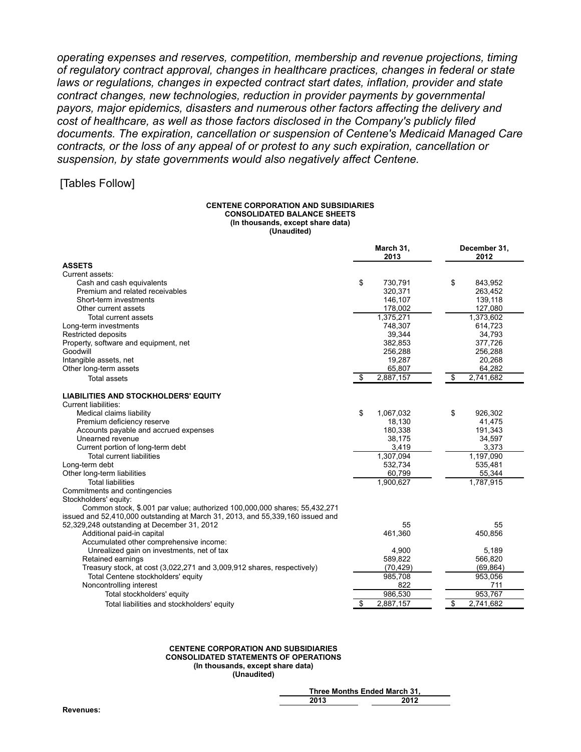*operating expenses and reserves, competition, membership and revenue projections, timing of regulatory contract approval, changes in healthcare practices, changes in federal or state laws or regulations, changes in expected contract start dates, inflation, provider and state contract changes, new technologies, reduction in provider payments by governmental payors, major epidemics, disasters and numerous other factors affecting the delivery and cost of healthcare, as well as those factors disclosed in the Company's publicly filed documents. The expiration, cancellation or suspension of Centene's Medicaid Managed Care contracts, or the loss of any appeal of or protest to any such expiration, cancellation or suspension, by state governments would also negatively affect Centene.*

[Tables Follow]

**CENTENE CORPORATION AND SUBSIDIARIES**
**CONSOLIDATED BALANCE SHEETS**
**(In thousands, except share data)**
**(Unaudited)**

| | March 31, 2013 | December 31, 2012 |
|---|---|---|
| **ASSETS** | | |
| Current assets: | | |
| Cash and cash equivalents | $ 730,791 | $ 843,952 |
| Premium and related receivables | 320,371 | 263,452 |
| Short-term investments | 146,107 | 139,118 |
| Other current assets | 178,002 | 127,080 |
| Total current assets | 1,375,271 | 1,373,602 |
| Long-term investments | 748,307 | 614,723 |
| Restricted deposits | 39,344 | 34,793 |
| Property, software and equipment, net | 382,853 | 377,726 |
| Goodwill | 256,288 | 256,288 |
| Intangible assets, net | 19,287 | 20,268 |
| Other long-term assets | 65,807 | 64,282 |
| Total assets | $ 2,887,157 | $ 2,741,682 |
| **LIABILITIES AND STOCKHOLDERS' EQUITY** | | |
| Current liabilities: | | |
| Medical claims liability | $ 1,067,032 | $ 926,302 |
| Premium deficiency reserve | 18,130 | 41,475 |
| Accounts payable and accrued expenses | 180,338 | 191,343 |
| Unearned revenue | 38,175 | 34,597 |
| Current portion of long-term debt | 3,419 | 3,373 |
| Total current liabilities | 1,307,094 | 1,197,090 |
| Long-term debt | 532,734 | 535,481 |
| Other long-term liabilities | 60,799 | 55,344 |
| Total liabilities | 1,900,627 | 1,787,915 |
| Commitments and contingencies | | |
| Stockholders' equity: | | |
| Common stock, $.001 par value; authorized 100,000,000 shares; 55,432,271 issued and 52,410,000 outstanding at March 31, 2013, and 55,339,160 issued and 52,329,248 outstanding at December 31, 2012 | 55 | 55 |
| Additional paid-in capital | 461,360 | 450,856 |
| Accumulated other comprehensive income: | | |
| Unrealized gain on investments, net of tax | 4,900 | 5,189 |
| Retained earnings | 589,822 | 566,820 |
| Treasury stock, at cost (3,022,271 and 3,009,912 shares, respectively) | (70,429) | (69,864) |
| Total Centene stockholders' equity | 985,708 | 953,056 |
| Noncontrolling interest | 822 | 711 |
| Total stockholders' equity | 986,530 | 953,767 |
| Total liabilities and stockholders' equity | $ 2,887,157 | $ 2,741,682 |

**CENTENE CORPORATION AND SUBSIDIARIES**
**CONSOLIDATED STATEMENTS OF OPERATIONS**
**(In thousands, except share data)**
**(Unaudited)**

| | Three Months Ended March 31, | |
|---|---|---|
| | 2013 | 2012 |
| **Revenues:** | | |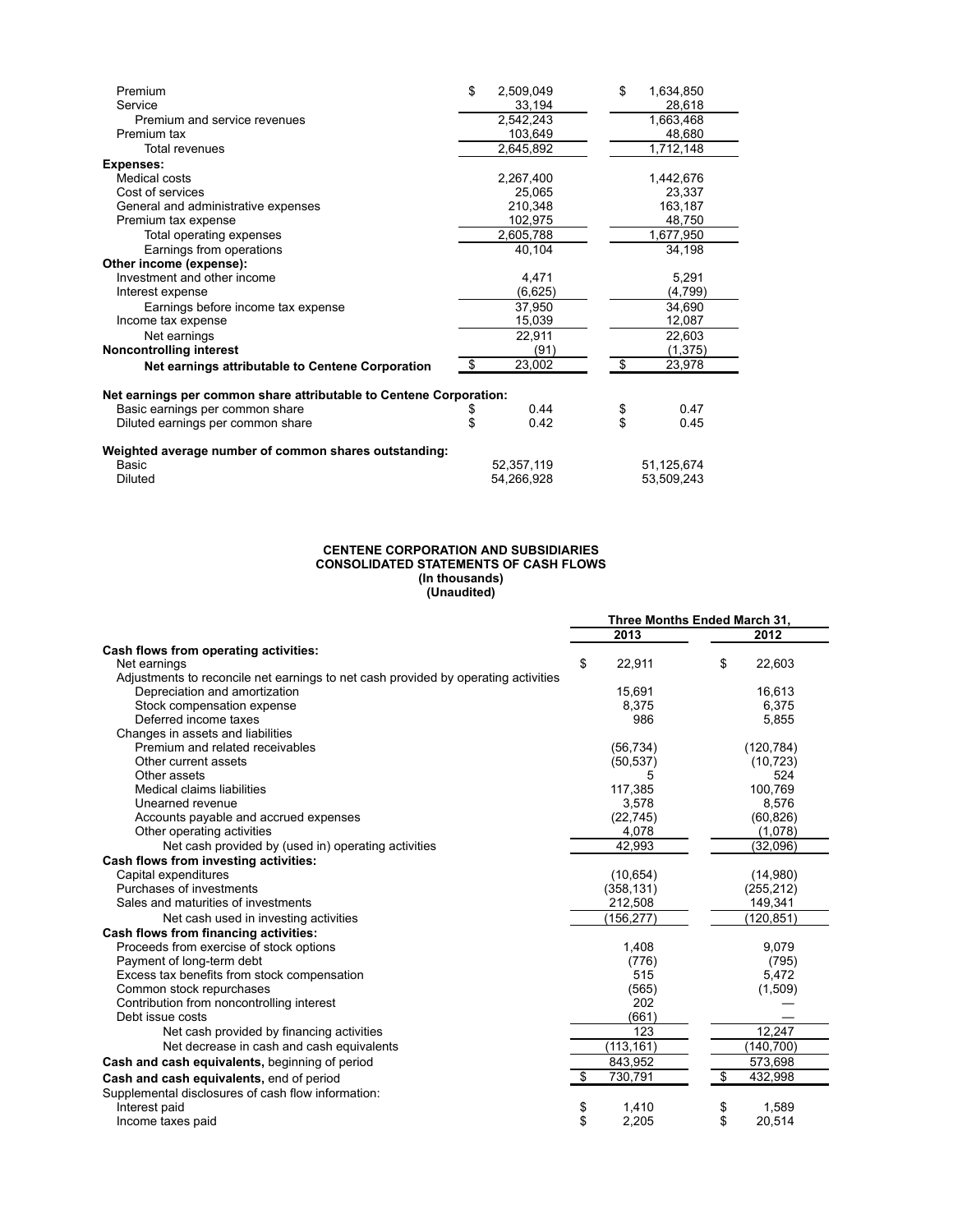| | | |
|---|---|---|
| Premium | $ 2,509,049 | $ 1,634,850 |
| Service | 33,194 | 28,618 |
| Premium and service revenues | 2,542,243 | 1,663,468 |
| Premium tax | 103,649 | 48,680 |
| Total revenues | 2,645,892 | 1,712,148 |
| **Expenses:** | | |
| Medical costs | 2,267,400 | 1,442,676 |
| Cost of services | 25,065 | 23,337 |
| General and administrative expenses | 210,348 | 163,187 |
| Premium tax expense | 102,975 | 48,750 |
| Total operating expenses | 2,605,788 | 1,677,950 |
| Earnings from operations | 40,104 | 34,198 |
| **Other income (expense):** | | |
| Investment and other income | 4,471 | 5,291 |
| Interest expense | (6,625) | (4,799) |
| Earnings before income tax expense | 37,950 | 34,690 |
| Income tax expense | 15,039 | 12,087 |
| Net earnings | 22,911 | 22,603 |
| **Noncontrolling interest** | (91) | (1,375) |
| **Net earnings attributable to Centene Corporation** | $ 23,002 | $ 23,978 |
| | | |
| **Net earnings per common share attributable to Centene Corporation:** | | |
| Basic earnings per common share | $ 0.44 | $ 0.47 |
| Diluted earnings per common share | $ 0.42 | $ 0.45 |
| | | |
| **Weighted average number of common shares outstanding:** | | |
| Basic | 52,357,119 | 51,125,674 |
| Diluted | 54,266,928 | 53,509,243 |

**CENTENE CORPORATION AND SUBSIDIARIES**
**CONSOLIDATED STATEMENTS OF CASH FLOWS**
**(In thousands)**
**(Unaudited)**

| | Three Months Ended March 31, | |
|---|---|---|
| | 2013 | 2012 |
| **Cash flows from operating activities:** | | |
| Net earnings | $ 22,911 | $ 22,603 |
| Adjustments to reconcile net earnings to net cash provided by operating activities | | |
| Depreciation and amortization | 15,691 | 16,613 |
| Stock compensation expense | 8,375 | 6,375 |
| Deferred income taxes | 986 | 5,855 |
| Changes in assets and liabilities | | |
| Premium and related receivables | (56,734) | (120,784) |
| Other current assets | (50,537) | (10,723) |
| Other assets | 5 | 524 |
| Medical claims liabilities | 117,385 | 100,769 |
| Unearned revenue | 3,578 | 8,576 |
| Accounts payable and accrued expenses | (22,745) | (60,826) |
| Other operating activities | 4,078 | (1,078) |
| Net cash provided by (used in) operating activities | 42,993 | (32,096) |
| **Cash flows from investing activities:** | | |
| Capital expenditures | (10,654) | (14,980) |
| Purchases of investments | (358,131) | (255,212) |
| Sales and maturities of investments | 212,508 | 149,341 |
| Net cash used in investing activities | (156,277) | (120,851) |
| **Cash flows from financing activities:** | | |
| Proceeds from exercise of stock options | 1,408 | 9,079 |
| Payment of long-term debt | (776) | (795) |
| Excess tax benefits from stock compensation | 515 | 5,472 |
| Common stock repurchases | (565) | (1,509) |
| Contribution from noncontrolling interest | 202 | — |
| Debt issue costs | (661) | — |
| Net cash provided by financing activities | 123 | 12,247 |
| Net decrease in cash and cash equivalents | (113,161) | (140,700) |
| **Cash and cash equivalents,** beginning of period | 843,952 | 573,698 |
| **Cash and cash equivalents,** end of period | $ 730,791 | $ 432,998 |
| Supplemental disclosures of cash flow information: | | |
| Interest paid | $ 1,410 | $ 1,589 |
| Income taxes paid | $ 2,205 | $ 20,514 |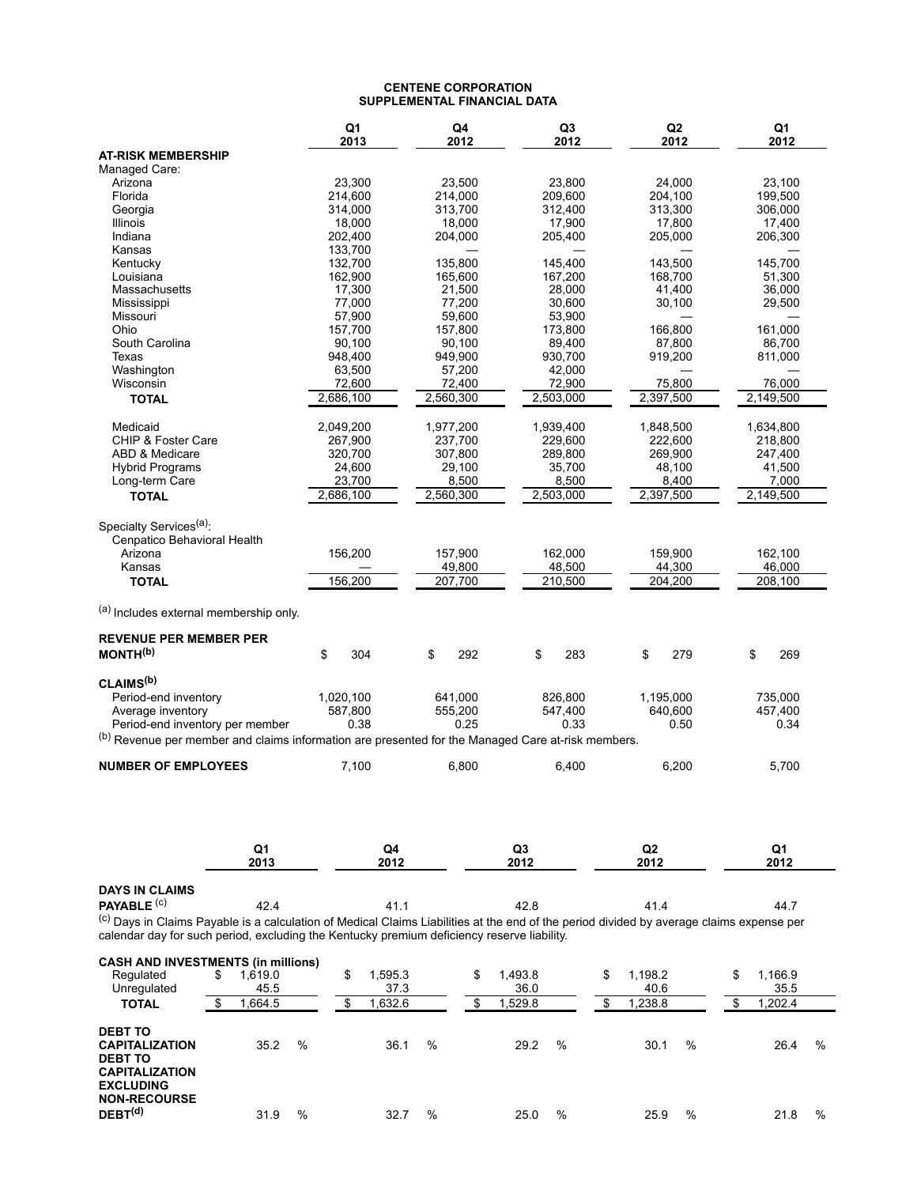# CENTENE CORPORATION
## SUPPLEMENTAL FINANCIAL DATA

| | Q1 2013 | Q4 2012 | Q3 2012 | Q2 2012 | Q1 2012 |
|---|---|---|---|---|---|
| **AT-RISK MEMBERSHIP** | | | | | |
| Managed Care: | | | | | |
| Arizona | 23,300 | 23,500 | 23,800 | 24,000 | 23,100 |
| Florida | 214,600 | 214,000 | 209,600 | 204,100 | 199,500 |
| Georgia | 314,000 | 313,700 | 312,400 | 313,300 | 306,000 |
| Illinois | 18,000 | 18,000 | 17,900 | 17,800 | 17,400 |
| Indiana | 202,400 | 204,000 | 205,400 | 205,000 | 206,300 |
| Kansas | 133,700 | — | — | — | — |
| Kentucky | 132,700 | 135,800 | 145,400 | 143,500 | 145,700 |
| Louisiana | 162,900 | 165,600 | 167,200 | 168,700 | 51,300 |
| Massachusetts | 17,300 | 21,500 | 28,000 | 41,400 | 36,000 |
| Mississippi | 77,000 | 77,200 | 30,600 | 30,100 | 29,500 |
| Missouri | 57,900 | 59,600 | 53,900 | — | — |
| Ohio | 157,700 | 157,800 | 173,800 | 166,800 | 161,000 |
| South Carolina | 90,100 | 90,100 | 89,400 | 87,800 | 86,700 |
| Texas | 948,400 | 949,900 | 930,700 | 919,200 | 811,000 |
| Washington | 63,500 | 57,200 | 42,000 | — | — |
| Wisconsin | 72,600 | 72,400 | 72,900 | 75,800 | 76,000 |
| **TOTAL** | 2,686,100 | 2,560,300 | 2,503,000 | 2,397,500 | 2,149,500 |
| | | | | | |
| Medicaid | 2,049,200 | 1,977,200 | 1,939,400 | 1,848,500 | 1,634,800 |
| CHIP & Foster Care | 267,900 | 237,700 | 229,600 | 222,600 | 218,800 |
| ABD & Medicare | 320,700 | 307,800 | 289,800 | 269,900 | 247,400 |
| Hybrid Programs | 24,600 | 29,100 | 35,700 | 48,100 | 41,500 |
| Long-term Care | 23,700 | 8,500 | 8,500 | 8,400 | 7,000 |
| **TOTAL** | 2,686,100 | 2,560,300 | 2,503,000 | 2,397,500 | 2,149,500 |
| | | | | | |
| Specialty Services[(a)]: | | | | | |
| Cenpatico Behavioral Health | | | | | |
| Arizona | 156,200 | 157,900 | 162,000 | 159,900 | 162,100 |
| Kansas | — | 49,800 | 48,500 | 44,300 | 46,000 |
| **TOTAL** | 156,200 | 207,700 | 210,500 | 204,200 | 208,100 |

[(a)] Includes external membership only.

| | Q1 2013 | Q4 2012 | Q3 2012 | Q2 2012 | Q1 2012 |
|---|---|---|---|---|---|
| **REVENUE PER MEMBER PER MONTH[(b)]** | $ 304 | $ 292 | $ 283 | $ 279 | $ 269 |
| **CLAIMS[(b)]** | | | | | |
| Period-end inventory | 1,020,100 | 641,000 | 826,800 | 1,195,000 | 735,000 |
| Average inventory | 587,800 | 555,200 | 547,400 | 640,600 | 457,400 |
| Period-end inventory per member | 0.38 | 0.25 | 0.33 | 0.50 | 0.34 |

[(b)] Revenue per member and claims information are presented for the Managed Care at-risk members.

| | Q1 2013 | Q4 2012 | Q3 2012 | Q2 2012 | Q1 2012 |
|---|---|---|---|---|---|
| **NUMBER OF EMPLOYEES** | 7,100 | 6,800 | 6,400 | 6,200 | 5,700 |

| | Q1 2013 | Q4 2012 | Q3 2012 | Q2 2012 | Q1 2012 |
|---|---|---|---|---|---|
| **DAYS IN CLAIMS PAYABLE** [(c)] | 42.4 | 41.1 | 42.8 | 41.4 | 44.7 |

[(c)] Days in Claims Payable is a calculation of Medical Claims Liabilities at the end of the period divided by average claims expense per calendar day for such period, excluding the Kentucky premium deficiency reserve liability.

| | Q1 2013 | Q4 2012 | Q3 2012 | Q2 2012 | Q1 2012 |
|---|---|---|---|---|---|
| **CASH AND INVESTMENTS (in millions)** | | | | | |
| Regulated | $ 1,619.0 | $ 1,595.3 | $ 1,493.8 | $ 1,198.2 | $ 1,166.9 |
| Unregulated | 45.5 | 37.3 | 36.0 | 40.6 | 35.5 |
| **TOTAL** | $ 1,664.5 | $ 1,632.6 | $ 1,529.8 | $ 1,238.8 | $ 1,202.4 |
| | | | | | |
| **DEBT TO CAPITALIZATION** | 35.2 % | 36.1 % | 29.2 % | 30.1 % | 26.4 % |
| **DEBT TO CAPITALIZATION EXCLUDING NON-RECOURSE DEBT[(d)]** | 31.9 % | 32.7 % | 25.0 % | 25.9 % | 21.8 % |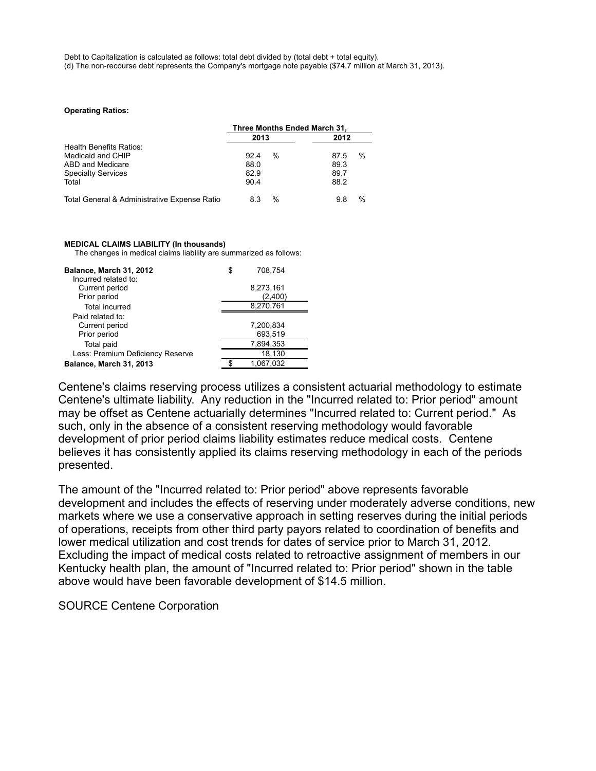Debt to Capitalization is calculated as follows: total debt divided by (total debt + total equity).
(d) The non-recourse debt represents the Company's mortgage note payable ($74.7 million at March 31, 2013).

**Operating Ratios:**

| | Three Months Ended March 31, | |
|---|---|---|
| | 2013 | 2012 |
| Health Benefits Ratios: | | |
| Medicaid and CHIP | 92.4 % | 87.5 % |
| ABD and Medicare | 88.0 | 89.3 |
| Specialty Services | 82.9 | 89.7 |
| Total | 90.4 | 88.2 |
| Total General & Administrative Expense Ratio | 8.3 % | 9.8 % |

**MEDICAL CLAIMS LIABILITY (In thousands)**

The changes in medical claims liability are summarized as follows:

| | |
|---|---|
| **Balance, March 31, 2012** | $ 708,754 |
| Incurred related to: | |
| Current period | 8,273,161 |
| Prior period | (2,400) |
| Total incurred | 8,270,761 |
| Paid related to: | |
| Current period | 7,200,834 |
| Prior period | 693,519 |
| Total paid | 7,894,353 |
| Less: Premium Deficiency Reserve | 18,130 |
| **Balance, March 31, 2013** | $ 1,067,032 |

Centene's claims reserving process utilizes a consistent actuarial methodology to estimate Centene's ultimate liability. Any reduction in the "Incurred related to: Prior period" amount may be offset as Centene actuarially determines "Incurred related to: Current period." As such, only in the absence of a consistent reserving methodology would favorable development of prior period claims liability estimates reduce medical costs. Centene believes it has consistently applied its claims reserving methodology in each of the periods presented.

The amount of the "Incurred related to: Prior period" above represents favorable development and includes the effects of reserving under moderately adverse conditions, new markets where we use a conservative approach in setting reserves during the initial periods of operations, receipts from other third party payors related to coordination of benefits and lower medical utilization and cost trends for dates of service prior to March 31, 2012. Excluding the impact of medical costs related to retroactive assignment of members in our Kentucky health plan, the amount of "Incurred related to: Prior period" shown in the table above would have been favorable development of $14.5 million.

SOURCE Centene Corporation